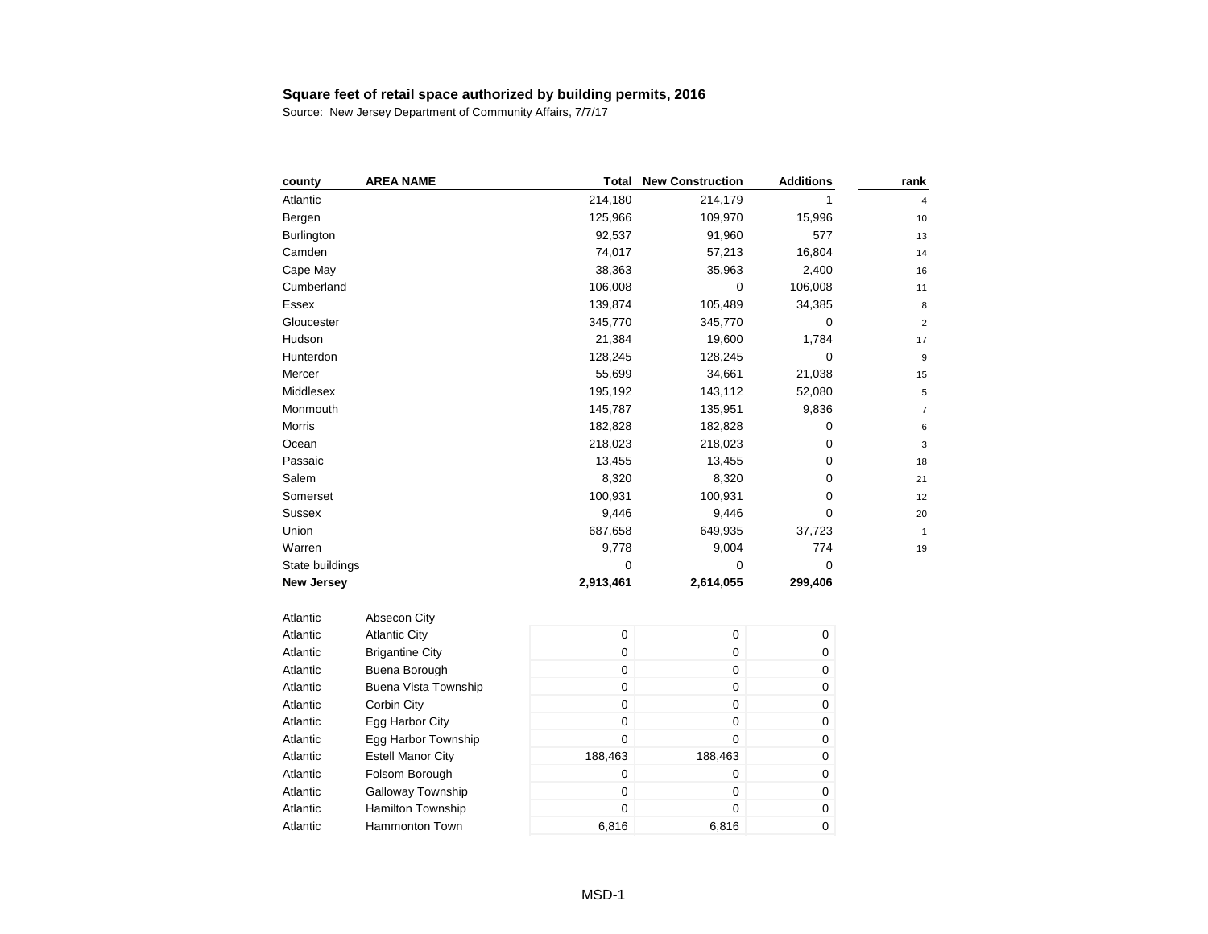**Square feet of retail space authorized by building permits, 2016**

Source: New Jersey Department of Community Affairs, 7/7/17

| county | AREA NAME | Total | New Construction | Additions | rank |
|---|---|---|---|---|---|
| Atlantic | | 214,180 | 214,179 | 1 | 4 |
| Bergen | | 125,966 | 109,970 | 15,996 | 10 |
| Burlington | | 92,537 | 91,960 | 577 | 13 |
| Camden | | 74,017 | 57,213 | 16,804 | 14 |
| Cape May | | 38,363 | 35,963 | 2,400 | 16 |
| Cumberland | | 106,008 | 0 | 106,008 | 11 |
| Essex | | 139,874 | 105,489 | 34,385 | 8 |
| Gloucester | | 345,770 | 345,770 | 0 | 2 |
| Hudson | | 21,384 | 19,600 | 1,784 | 17 |
| Hunterdon | | 128,245 | 128,245 | 0 | 9 |
| Mercer | | 55,699 | 34,661 | 21,038 | 15 |
| Middlesex | | 195,192 | 143,112 | 52,080 | 5 |
| Monmouth | | 145,787 | 135,951 | 9,836 | 7 |
| Morris | | 182,828 | 182,828 | 0 | 6 |
| Ocean | | 218,023 | 218,023 | 0 | 3 |
| Passaic | | 13,455 | 13,455 | 0 | 18 |
| Salem | | 8,320 | 8,320 | 0 | 21 |
| Somerset | | 100,931 | 100,931 | 0 | 12 |
| Sussex | | 9,446 | 9,446 | 0 | 20 |
| Union | | 687,658 | 649,935 | 37,723 | 1 |
| Warren | | 9,778 | 9,004 | 774 | 19 |
| State buildings | | 0 | 0 | 0 | |
| **New Jersey** | | **2,913,461** | **2,614,055** | **299,406** | |
| | | | | | |
| Atlantic | Absecon City | | | | |
| Atlantic | Atlantic City | 0 | 0 | 0 | |
| Atlantic | Brigantine City | 0 | 0 | 0 | |
| Atlantic | Buena Borough | 0 | 0 | 0 | |
| Atlantic | Buena Vista Township | 0 | 0 | 0 | |
| Atlantic | Corbin City | 0 | 0 | 0 | |
| Atlantic | Egg Harbor City | 0 | 0 | 0 | |
| Atlantic | Egg Harbor Township | 0 | 0 | 0 | |
| Atlantic | Estell Manor City | 188,463 | 188,463 | 0 | |
| Atlantic | Folsom Borough | 0 | 0 | 0 | |
| Atlantic | Galloway Township | 0 | 0 | 0 | |
| Atlantic | Hamilton Township | 0 | 0 | 0 | |
| Atlantic | Hammonton Town | 6,816 | 6,816 | 0 | |

MSD-1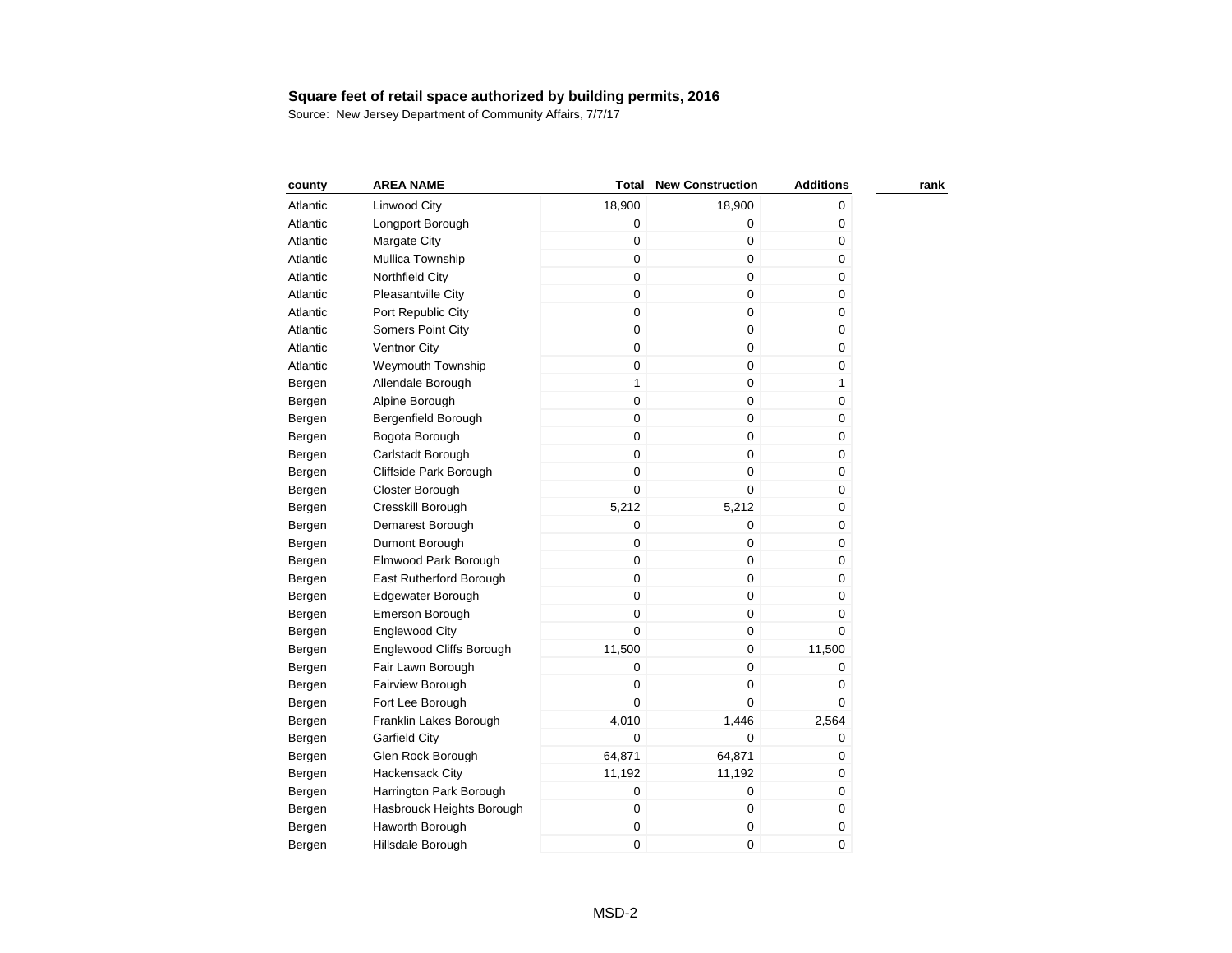**Square feet of retail space authorized by building permits, 2016**

Source: New Jersey Department of Community Affairs, 7/7/17

| county | AREA NAME | Total | New Construction | Additions | rank |
|---|---|---|---|---|---|
| Atlantic | Linwood City | 18,900 | 18,900 | 0 | |
| Atlantic | Longport Borough | 0 | 0 | 0 | |
| Atlantic | Margate City | 0 | 0 | 0 | |
| Atlantic | Mullica Township | 0 | 0 | 0 | |
| Atlantic | Northfield City | 0 | 0 | 0 | |
| Atlantic | Pleasantville City | 0 | 0 | 0 | |
| Atlantic | Port Republic City | 0 | 0 | 0 | |
| Atlantic | Somers Point City | 0 | 0 | 0 | |
| Atlantic | Ventnor City | 0 | 0 | 0 | |
| Atlantic | Weymouth Township | 0 | 0 | 0 | |
| Bergen | Allendale Borough | 1 | 0 | 1 | |
| Bergen | Alpine Borough | 0 | 0 | 0 | |
| Bergen | Bergenfield Borough | 0 | 0 | 0 | |
| Bergen | Bogota Borough | 0 | 0 | 0 | |
| Bergen | Carlstadt Borough | 0 | 0 | 0 | |
| Bergen | Cliffside Park Borough | 0 | 0 | 0 | |
| Bergen | Closter Borough | 0 | 0 | 0 | |
| Bergen | Cresskill Borough | 5,212 | 5,212 | 0 | |
| Bergen | Demarest Borough | 0 | 0 | 0 | |
| Bergen | Dumont Borough | 0 | 0 | 0 | |
| Bergen | Elmwood Park Borough | 0 | 0 | 0 | |
| Bergen | East Rutherford Borough | 0 | 0 | 0 | |
| Bergen | Edgewater Borough | 0 | 0 | 0 | |
| Bergen | Emerson Borough | 0 | 0 | 0 | |
| Bergen | Englewood City | 0 | 0 | 0 | |
| Bergen | Englewood Cliffs Borough | 11,500 | 0 | 11,500 | |
| Bergen | Fair Lawn Borough | 0 | 0 | 0 | |
| Bergen | Fairview Borough | 0 | 0 | 0 | |
| Bergen | Fort Lee Borough | 0 | 0 | 0 | |
| Bergen | Franklin Lakes Borough | 4,010 | 1,446 | 2,564 | |
| Bergen | Garfield City | 0 | 0 | 0 | |
| Bergen | Glen Rock Borough | 64,871 | 64,871 | 0 | |
| Bergen | Hackensack City | 11,192 | 11,192 | 0 | |
| Bergen | Harrington Park Borough | 0 | 0 | 0 | |
| Bergen | Hasbrouck Heights Borough | 0 | 0 | 0 | |
| Bergen | Haworth Borough | 0 | 0 | 0 | |
| Bergen | Hillsdale Borough | 0 | 0 | 0 | |

MSD-2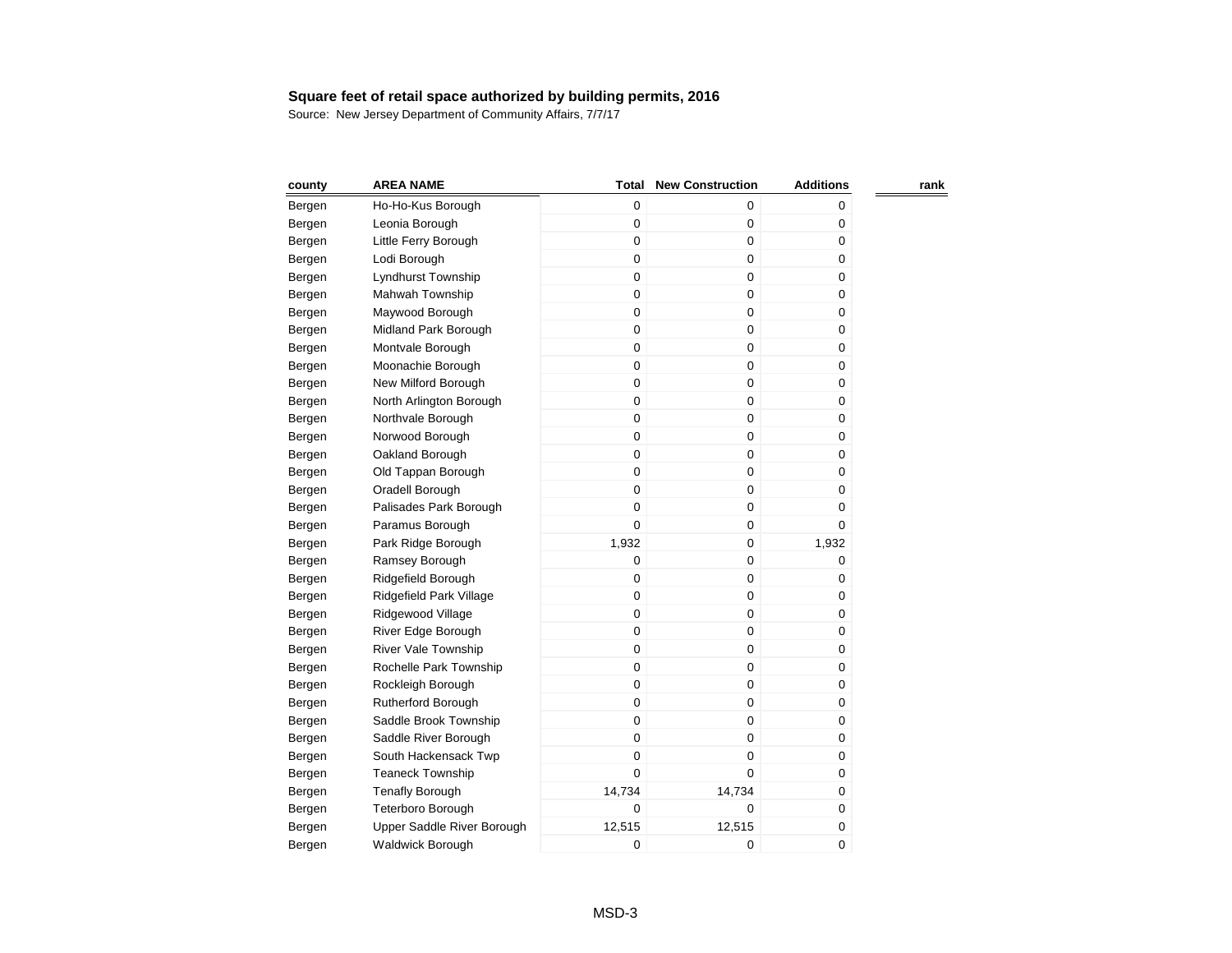**Square feet of retail space authorized by building permits, 2016**

Source: New Jersey Department of Community Affairs, 7/7/17

| county | AREA NAME | Total | New Construction | Additions | rank |
|---|---|---|---|---|---|
| Bergen | Ho-Ho-Kus Borough | 0 | 0 | 0 | |
| Bergen | Leonia Borough | 0 | 0 | 0 | |
| Bergen | Little Ferry Borough | 0 | 0 | 0 | |
| Bergen | Lodi Borough | 0 | 0 | 0 | |
| Bergen | Lyndhurst Township | 0 | 0 | 0 | |
| Bergen | Mahwah Township | 0 | 0 | 0 | |
| Bergen | Maywood Borough | 0 | 0 | 0 | |
| Bergen | Midland Park Borough | 0 | 0 | 0 | |
| Bergen | Montvale Borough | 0 | 0 | 0 | |
| Bergen | Moonachie Borough | 0 | 0 | 0 | |
| Bergen | New Milford Borough | 0 | 0 | 0 | |
| Bergen | North Arlington Borough | 0 | 0 | 0 | |
| Bergen | Northvale Borough | 0 | 0 | 0 | |
| Bergen | Norwood Borough | 0 | 0 | 0 | |
| Bergen | Oakland Borough | 0 | 0 | 0 | |
| Bergen | Old Tappan Borough | 0 | 0 | 0 | |
| Bergen | Oradell Borough | 0 | 0 | 0 | |
| Bergen | Palisades Park Borough | 0 | 0 | 0 | |
| Bergen | Paramus Borough | 0 | 0 | 0 | |
| Bergen | Park Ridge Borough | 1,932 | 0 | 1,932 | |
| Bergen | Ramsey Borough | 0 | 0 | 0 | |
| Bergen | Ridgefield Borough | 0 | 0 | 0 | |
| Bergen | Ridgefield Park Village | 0 | 0 | 0 | |
| Bergen | Ridgewood Village | 0 | 0 | 0 | |
| Bergen | River Edge Borough | 0 | 0 | 0 | |
| Bergen | River Vale Township | 0 | 0 | 0 | |
| Bergen | Rochelle Park Township | 0 | 0 | 0 | |
| Bergen | Rockleigh Borough | 0 | 0 | 0 | |
| Bergen | Rutherford Borough | 0 | 0 | 0 | |
| Bergen | Saddle Brook Township | 0 | 0 | 0 | |
| Bergen | Saddle River Borough | 0 | 0 | 0 | |
| Bergen | South Hackensack Twp | 0 | 0 | 0 | |
| Bergen | Teaneck Township | 0 | 0 | 0 | |
| Bergen | Tenafly Borough | 14,734 | 14,734 | 0 | |
| Bergen | Teterboro Borough | 0 | 0 | 0 | |
| Bergen | Upper Saddle River Borough | 12,515 | 12,515 | 0 | |
| Bergen | Waldwick Borough | 0 | 0 | 0 | |

MSD-3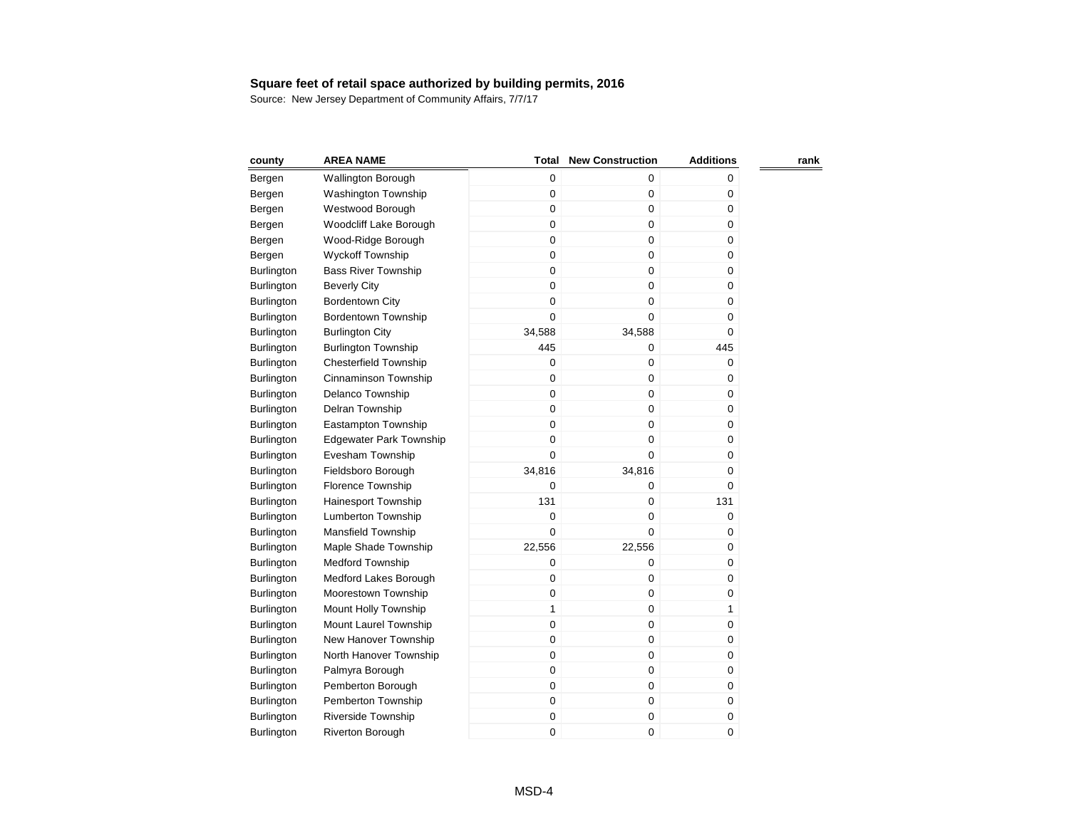**Square feet of retail space authorized by building permits, 2016**

Source: New Jersey Department of Community Affairs, 7/7/17

| county | AREA NAME | Total | New Construction | Additions | rank |
|---|---|---|---|---|---|
| Bergen | Wallington Borough | 0 | 0 | 0 | |
| Bergen | Washington Township | 0 | 0 | 0 | |
| Bergen | Westwood Borough | 0 | 0 | 0 | |
| Bergen | Woodcliff Lake Borough | 0 | 0 | 0 | |
| Bergen | Wood-Ridge Borough | 0 | 0 | 0 | |
| Bergen | Wyckoff Township | 0 | 0 | 0 | |
| Burlington | Bass River Township | 0 | 0 | 0 | |
| Burlington | Beverly City | 0 | 0 | 0 | |
| Burlington | Bordentown City | 0 | 0 | 0 | |
| Burlington | Bordentown Township | 0 | 0 | 0 | |
| Burlington | Burlington City | 34,588 | 34,588 | 0 | |
| Burlington | Burlington Township | 445 | 0 | 445 | |
| Burlington | Chesterfield Township | 0 | 0 | 0 | |
| Burlington | Cinnaminson Township | 0 | 0 | 0 | |
| Burlington | Delanco Township | 0 | 0 | 0 | |
| Burlington | Delran Township | 0 | 0 | 0 | |
| Burlington | Eastampton Township | 0 | 0 | 0 | |
| Burlington | Edgewater Park Township | 0 | 0 | 0 | |
| Burlington | Evesham Township | 0 | 0 | 0 | |
| Burlington | Fieldsboro Borough | 34,816 | 34,816 | 0 | |
| Burlington | Florence Township | 0 | 0 | 0 | |
| Burlington | Hainesport Township | 131 | 0 | 131 | |
| Burlington | Lumberton Township | 0 | 0 | 0 | |
| Burlington | Mansfield Township | 0 | 0 | 0 | |
| Burlington | Maple Shade Township | 22,556 | 22,556 | 0 | |
| Burlington | Medford Township | 0 | 0 | 0 | |
| Burlington | Medford Lakes Borough | 0 | 0 | 0 | |
| Burlington | Moorestown Township | 0 | 0 | 0 | |
| Burlington | Mount Holly Township | 1 | 0 | 1 | |
| Burlington | Mount Laurel Township | 0 | 0 | 0 | |
| Burlington | New Hanover Township | 0 | 0 | 0 | |
| Burlington | North Hanover Township | 0 | 0 | 0 | |
| Burlington | Palmyra Borough | 0 | 0 | 0 | |
| Burlington | Pemberton Borough | 0 | 0 | 0 | |
| Burlington | Pemberton Township | 0 | 0 | 0 | |
| Burlington | Riverside Township | 0 | 0 | 0 | |
| Burlington | Riverton Borough | 0 | 0 | 0 | |

MSD-4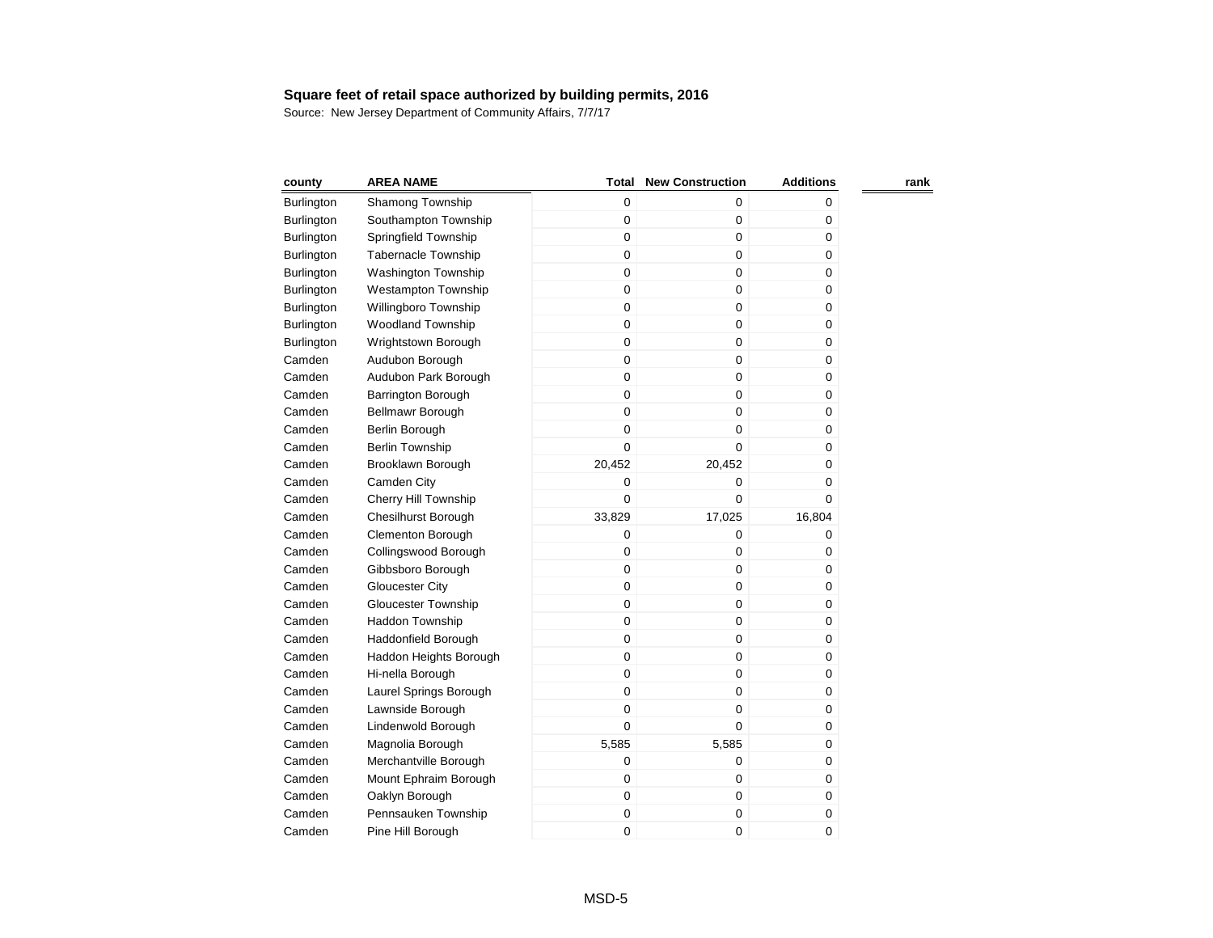**Square feet of retail space authorized by building permits, 2016**

Source: New Jersey Department of Community Affairs, 7/7/17

| county | AREA NAME | Total | New Construction | Additions | rank |
|---|---|---|---|---|---|
| Burlington | Shamong Township | 0 | 0 | 0 | |
| Burlington | Southampton Township | 0 | 0 | 0 | |
| Burlington | Springfield Township | 0 | 0 | 0 | |
| Burlington | Tabernacle Township | 0 | 0 | 0 | |
| Burlington | Washington Township | 0 | 0 | 0 | |
| Burlington | Westampton Township | 0 | 0 | 0 | |
| Burlington | Willingboro Township | 0 | 0 | 0 | |
| Burlington | Woodland Township | 0 | 0 | 0 | |
| Burlington | Wrightstown Borough | 0 | 0 | 0 | |
| Camden | Audubon Borough | 0 | 0 | 0 | |
| Camden | Audubon Park Borough | 0 | 0 | 0 | |
| Camden | Barrington Borough | 0 | 0 | 0 | |
| Camden | Bellmawr Borough | 0 | 0 | 0 | |
| Camden | Berlin Borough | 0 | 0 | 0 | |
| Camden | Berlin Township | 0 | 0 | 0 | |
| Camden | Brooklawn Borough | 20,452 | 20,452 | 0 | |
| Camden | Camden City | 0 | 0 | 0 | |
| Camden | Cherry Hill Township | 0 | 0 | 0 | |
| Camden | Chesilhurst Borough | 33,829 | 17,025 | 16,804 | |
| Camden | Clementon Borough | 0 | 0 | 0 | |
| Camden | Collingswood Borough | 0 | 0 | 0 | |
| Camden | Gibbsboro Borough | 0 | 0 | 0 | |
| Camden | Gloucester City | 0 | 0 | 0 | |
| Camden | Gloucester Township | 0 | 0 | 0 | |
| Camden | Haddon Township | 0 | 0 | 0 | |
| Camden | Haddonfield Borough | 0 | 0 | 0 | |
| Camden | Haddon Heights Borough | 0 | 0 | 0 | |
| Camden | Hi-nella Borough | 0 | 0 | 0 | |
| Camden | Laurel Springs Borough | 0 | 0 | 0 | |
| Camden | Lawnside Borough | 0 | 0 | 0 | |
| Camden | Lindenwold Borough | 0 | 0 | 0 | |
| Camden | Magnolia Borough | 5,585 | 5,585 | 0 | |
| Camden | Merchantville Borough | 0 | 0 | 0 | |
| Camden | Mount Ephraim Borough | 0 | 0 | 0 | |
| Camden | Oaklyn Borough | 0 | 0 | 0 | |
| Camden | Pennsauken Township | 0 | 0 | 0 | |
| Camden | Pine Hill Borough | 0 | 0 | 0 | |

MSD-5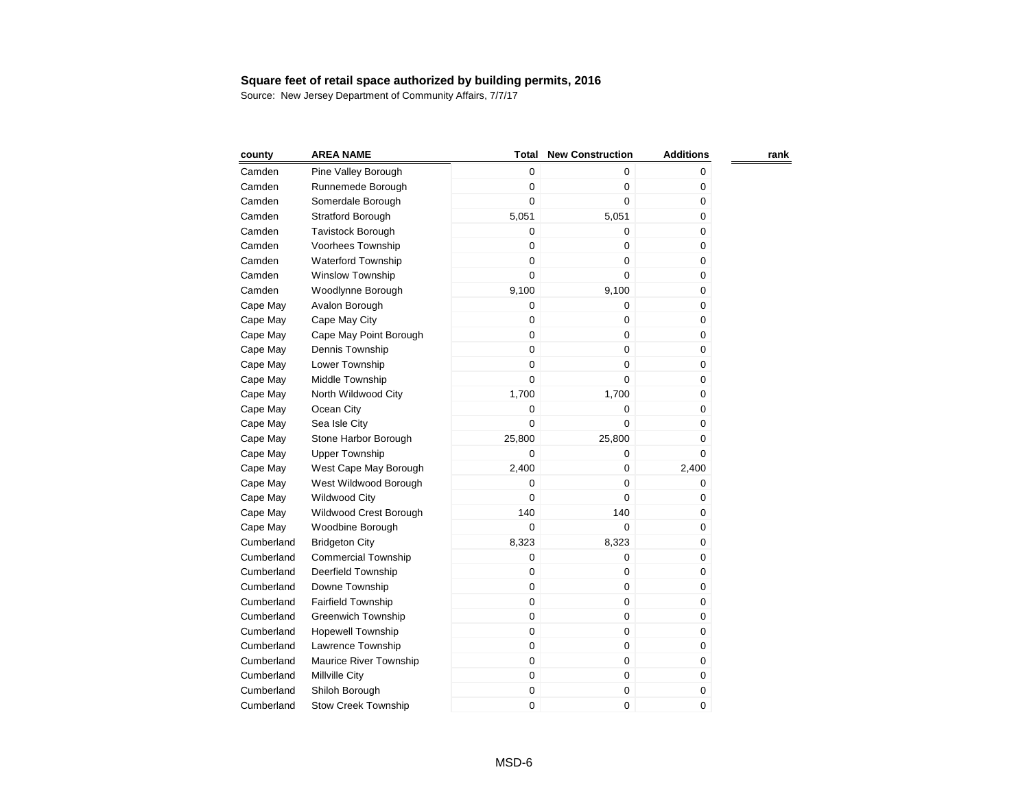**Square feet of retail space authorized by building permits, 2016**

Source: New Jersey Department of Community Affairs, 7/7/17

| county | AREA NAME | Total | New Construction | Additions | rank |
|---|---|---|---|---|---|
| Camden | Pine Valley Borough | 0 | 0 | 0 | |
| Camden | Runnemede Borough | 0 | 0 | 0 | |
| Camden | Somerdale Borough | 0 | 0 | 0 | |
| Camden | Stratford Borough | 5,051 | 5,051 | 0 | |
| Camden | Tavistock Borough | 0 | 0 | 0 | |
| Camden | Voorhees Township | 0 | 0 | 0 | |
| Camden | Waterford Township | 0 | 0 | 0 | |
| Camden | Winslow Township | 0 | 0 | 0 | |
| Camden | Woodlynne Borough | 9,100 | 9,100 | 0 | |
| Cape May | Avalon Borough | 0 | 0 | 0 | |
| Cape May | Cape May City | 0 | 0 | 0 | |
| Cape May | Cape May Point Borough | 0 | 0 | 0 | |
| Cape May | Dennis Township | 0 | 0 | 0 | |
| Cape May | Lower Township | 0 | 0 | 0 | |
| Cape May | Middle Township | 0 | 0 | 0 | |
| Cape May | North Wildwood City | 1,700 | 1,700 | 0 | |
| Cape May | Ocean City | 0 | 0 | 0 | |
| Cape May | Sea Isle City | 0 | 0 | 0 | |
| Cape May | Stone Harbor Borough | 25,800 | 25,800 | 0 | |
| Cape May | Upper Township | 0 | 0 | 0 | |
| Cape May | West Cape May Borough | 2,400 | 0 | 2,400 | |
| Cape May | West Wildwood Borough | 0 | 0 | 0 | |
| Cape May | Wildwood City | 0 | 0 | 0 | |
| Cape May | Wildwood Crest Borough | 140 | 140 | 0 | |
| Cape May | Woodbine Borough | 0 | 0 | 0 | |
| Cumberland | Bridgeton City | 8,323 | 8,323 | 0 | |
| Cumberland | Commercial Township | 0 | 0 | 0 | |
| Cumberland | Deerfield Township | 0 | 0 | 0 | |
| Cumberland | Downe Township | 0 | 0 | 0 | |
| Cumberland | Fairfield Township | 0 | 0 | 0 | |
| Cumberland | Greenwich Township | 0 | 0 | 0 | |
| Cumberland | Hopewell Township | 0 | 0 | 0 | |
| Cumberland | Lawrence Township | 0 | 0 | 0 | |
| Cumberland | Maurice River Township | 0 | 0 | 0 | |
| Cumberland | Millville City | 0 | 0 | 0 | |
| Cumberland | Shiloh Borough | 0 | 0 | 0 | |
| Cumberland | Stow Creek Township | 0 | 0 | 0 | |

MSD-6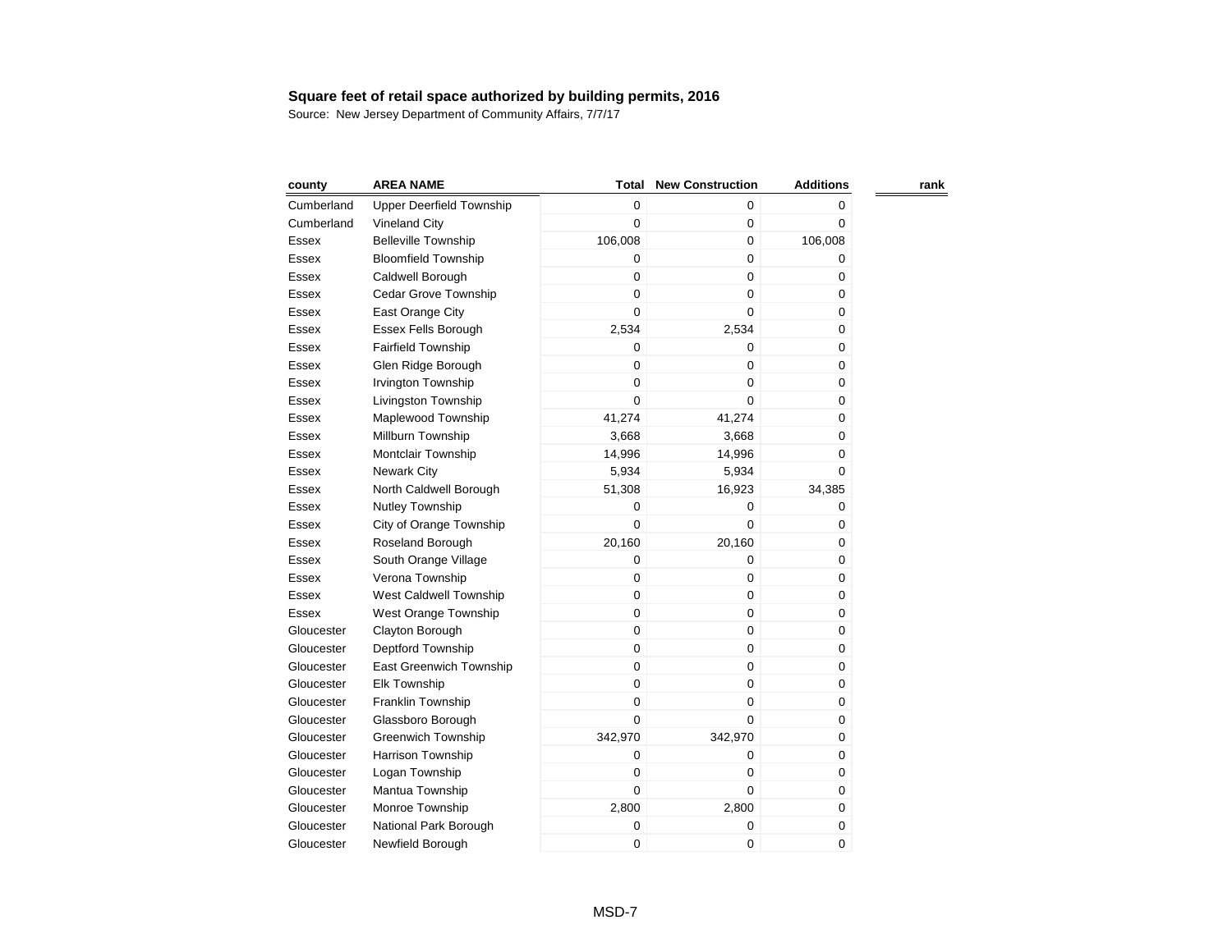**Square feet of retail space authorized by building permits, 2016**

Source: New Jersey Department of Community Affairs, 7/7/17

| county | AREA NAME | Total | New Construction | Additions | rank |
|---|---|---|---|---|---|
| Cumberland | Upper Deerfield Township | 0 | 0 | 0 | |
| Cumberland | Vineland City | 0 | 0 | 0 | |
| Essex | Belleville Township | 106,008 | 0 | 106,008 | |
| Essex | Bloomfield Township | 0 | 0 | 0 | |
| Essex | Caldwell Borough | 0 | 0 | 0 | |
| Essex | Cedar Grove Township | 0 | 0 | 0 | |
| Essex | East Orange City | 0 | 0 | 0 | |
| Essex | Essex Fells Borough | 2,534 | 2,534 | 0 | |
| Essex | Fairfield Township | 0 | 0 | 0 | |
| Essex | Glen Ridge Borough | 0 | 0 | 0 | |
| Essex | Irvington Township | 0 | 0 | 0 | |
| Essex | Livingston Township | 0 | 0 | 0 | |
| Essex | Maplewood Township | 41,274 | 41,274 | 0 | |
| Essex | Millburn Township | 3,668 | 3,668 | 0 | |
| Essex | Montclair Township | 14,996 | 14,996 | 0 | |
| Essex | Newark City | 5,934 | 5,934 | 0 | |
| Essex | North Caldwell Borough | 51,308 | 16,923 | 34,385 | |
| Essex | Nutley Township | 0 | 0 | 0 | |
| Essex | City of Orange Township | 0 | 0 | 0 | |
| Essex | Roseland Borough | 20,160 | 20,160 | 0 | |
| Essex | South Orange Village | 0 | 0 | 0 | |
| Essex | Verona Township | 0 | 0 | 0 | |
| Essex | West Caldwell Township | 0 | 0 | 0 | |
| Essex | West Orange Township | 0 | 0 | 0 | |
| Gloucester | Clayton Borough | 0 | 0 | 0 | |
| Gloucester | Deptford Township | 0 | 0 | 0 | |
| Gloucester | East Greenwich Township | 0 | 0 | 0 | |
| Gloucester | Elk Township | 0 | 0 | 0 | |
| Gloucester | Franklin Township | 0 | 0 | 0 | |
| Gloucester | Glassboro Borough | 0 | 0 | 0 | |
| Gloucester | Greenwich Township | 342,970 | 342,970 | 0 | |
| Gloucester | Harrison Township | 0 | 0 | 0 | |
| Gloucester | Logan Township | 0 | 0 | 0 | |
| Gloucester | Mantua Township | 0 | 0 | 0 | |
| Gloucester | Monroe Township | 2,800 | 2,800 | 0 | |
| Gloucester | National Park Borough | 0 | 0 | 0 | |
| Gloucester | Newfield Borough | 0 | 0 | 0 | |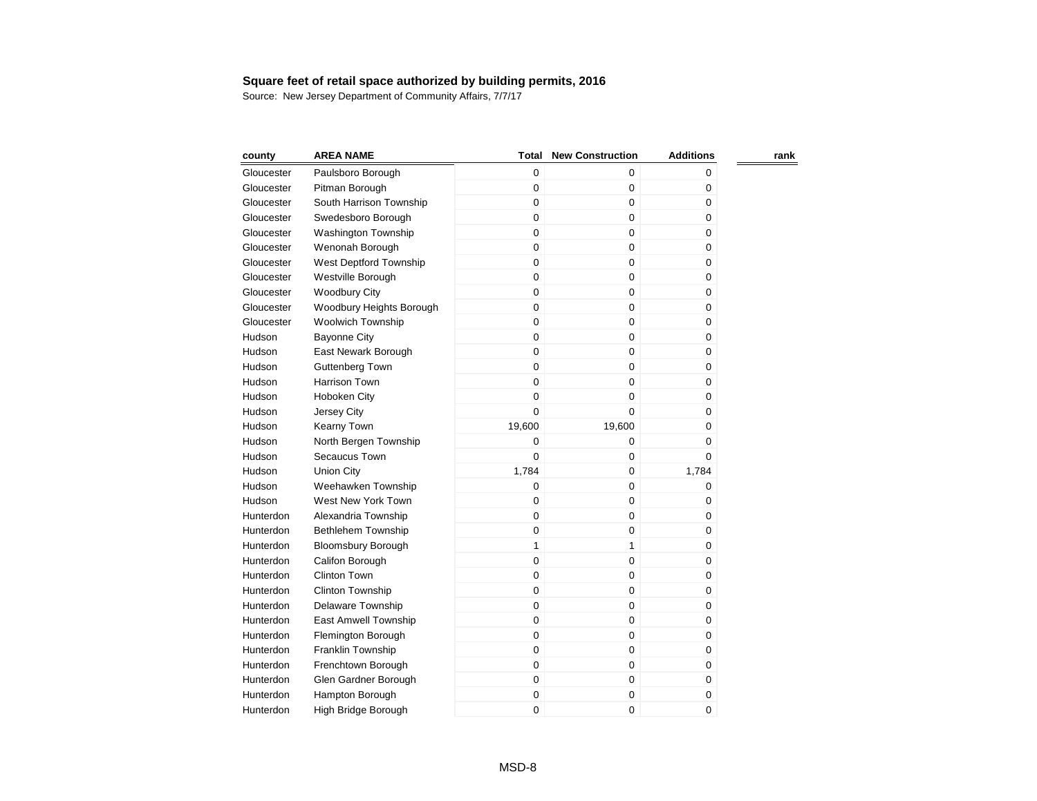**Square feet of retail space authorized by building permits, 2016**
Source: New Jersey Department of Community Affairs, 7/7/17

| county | AREA NAME | Total | New Construction | Additions | rank |
|---|---|---|---|---|---|
| Gloucester | Paulsboro Borough | 0 | 0 | 0 | |
| Gloucester | Pitman Borough | 0 | 0 | 0 | |
| Gloucester | South Harrison Township | 0 | 0 | 0 | |
| Gloucester | Swedesboro Borough | 0 | 0 | 0 | |
| Gloucester | Washington Township | 0 | 0 | 0 | |
| Gloucester | Wenonah Borough | 0 | 0 | 0 | |
| Gloucester | West Deptford Township | 0 | 0 | 0 | |
| Gloucester | Westville Borough | 0 | 0 | 0 | |
| Gloucester | Woodbury City | 0 | 0 | 0 | |
| Gloucester | Woodbury Heights Borough | 0 | 0 | 0 | |
| Gloucester | Woolwich Township | 0 | 0 | 0 | |
| Hudson | Bayonne City | 0 | 0 | 0 | |
| Hudson | East Newark Borough | 0 | 0 | 0 | |
| Hudson | Guttenberg Town | 0 | 0 | 0 | |
| Hudson | Harrison Town | 0 | 0 | 0 | |
| Hudson | Hoboken City | 0 | 0 | 0 | |
| Hudson | Jersey City | 0 | 0 | 0 | |
| Hudson | Kearny Town | 19,600 | 19,600 | 0 | |
| Hudson | North Bergen Township | 0 | 0 | 0 | |
| Hudson | Secaucus Town | 0 | 0 | 0 | |
| Hudson | Union City | 1,784 | 0 | 1,784 | |
| Hudson | Weehawken Township | 0 | 0 | 0 | |
| Hudson | West New York Town | 0 | 0 | 0 | |
| Hunterdon | Alexandria Township | 0 | 0 | 0 | |
| Hunterdon | Bethlehem Township | 0 | 0 | 0 | |
| Hunterdon | Bloomsbury Borough | 1 | 1 | 0 | |
| Hunterdon | Califon Borough | 0 | 0 | 0 | |
| Hunterdon | Clinton Town | 0 | 0 | 0 | |
| Hunterdon | Clinton Township | 0 | 0 | 0 | |
| Hunterdon | Delaware Township | 0 | 0 | 0 | |
| Hunterdon | East Amwell Township | 0 | 0 | 0 | |
| Hunterdon | Flemington Borough | 0 | 0 | 0 | |
| Hunterdon | Franklin Township | 0 | 0 | 0 | |
| Hunterdon | Frenchtown Borough | 0 | 0 | 0 | |
| Hunterdon | Glen Gardner Borough | 0 | 0 | 0 | |
| Hunterdon | Hampton Borough | 0 | 0 | 0 | |
| Hunterdon | High Bridge Borough | 0 | 0 | 0 | |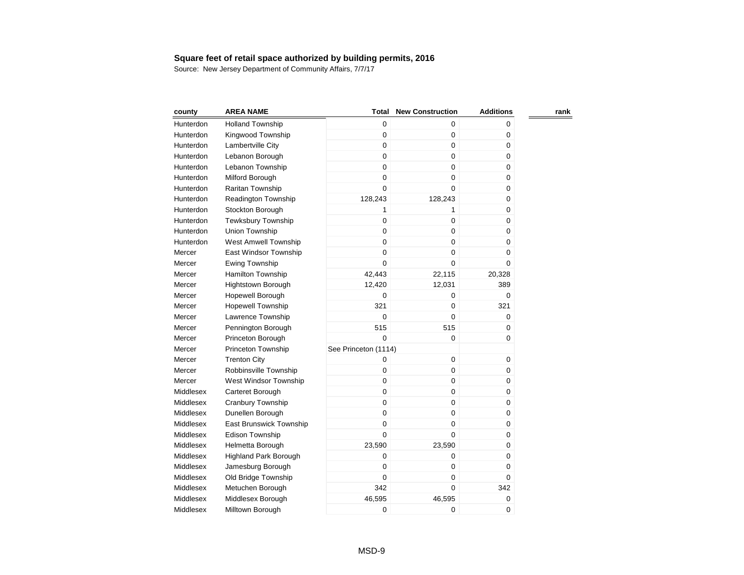**Square feet of retail space authorized by building permits, 2016**

Source: New Jersey Department of Community Affairs, 7/7/17

| county | AREA NAME | Total | New Construction | Additions | rank |
|---|---|---|---|---|---|
| Hunterdon | Holland Township | 0 | 0 | 0 | |
| Hunterdon | Kingwood Township | 0 | 0 | 0 | |
| Hunterdon | Lambertville City | 0 | 0 | 0 | |
| Hunterdon | Lebanon Borough | 0 | 0 | 0 | |
| Hunterdon | Lebanon Township | 0 | 0 | 0 | |
| Hunterdon | Milford Borough | 0 | 0 | 0 | |
| Hunterdon | Raritan Township | 0 | 0 | 0 | |
| Hunterdon | Readington Township | 128,243 | 128,243 | 0 | |
| Hunterdon | Stockton Borough | 1 | 1 | 0 | |
| Hunterdon | Tewksbury Township | 0 | 0 | 0 | |
| Hunterdon | Union Township | 0 | 0 | 0 | |
| Hunterdon | West Amwell Township | 0 | 0 | 0 | |
| Mercer | East Windsor Township | 0 | 0 | 0 | |
| Mercer | Ewing Township | 0 | 0 | 0 | |
| Mercer | Hamilton Township | 42,443 | 22,115 | 20,328 | |
| Mercer | Hightstown Borough | 12,420 | 12,031 | 389 | |
| Mercer | Hopewell Borough | 0 | 0 | 0 | |
| Mercer | Hopewell Township | 321 | 0 | 321 | |
| Mercer | Lawrence Township | 0 | 0 | 0 | |
| Mercer | Pennington Borough | 515 | 515 | 0 | |
| Mercer | Princeton Borough | 0 | 0 | 0 | |
| Mercer | Princeton Township | See Princeton (1114) | | | |
| Mercer | Trenton City | 0 | 0 | 0 | |
| Mercer | Robbinsville Township | 0 | 0 | 0 | |
| Mercer | West Windsor Township | 0 | 0 | 0 | |
| Middlesex | Carteret Borough | 0 | 0 | 0 | |
| Middlesex | Cranbury Township | 0 | 0 | 0 | |
| Middlesex | Dunellen Borough | 0 | 0 | 0 | |
| Middlesex | East Brunswick Township | 0 | 0 | 0 | |
| Middlesex | Edison Township | 0 | 0 | 0 | |
| Middlesex | Helmetta Borough | 23,590 | 23,590 | 0 | |
| Middlesex | Highland Park Borough | 0 | 0 | 0 | |
| Middlesex | Jamesburg Borough | 0 | 0 | 0 | |
| Middlesex | Old Bridge Township | 0 | 0 | 0 | |
| Middlesex | Metuchen Borough | 342 | 0 | 342 | |
| Middlesex | Middlesex Borough | 46,595 | 46,595 | 0 | |
| Middlesex | Milltown Borough | 0 | 0 | 0 | |

MSD-9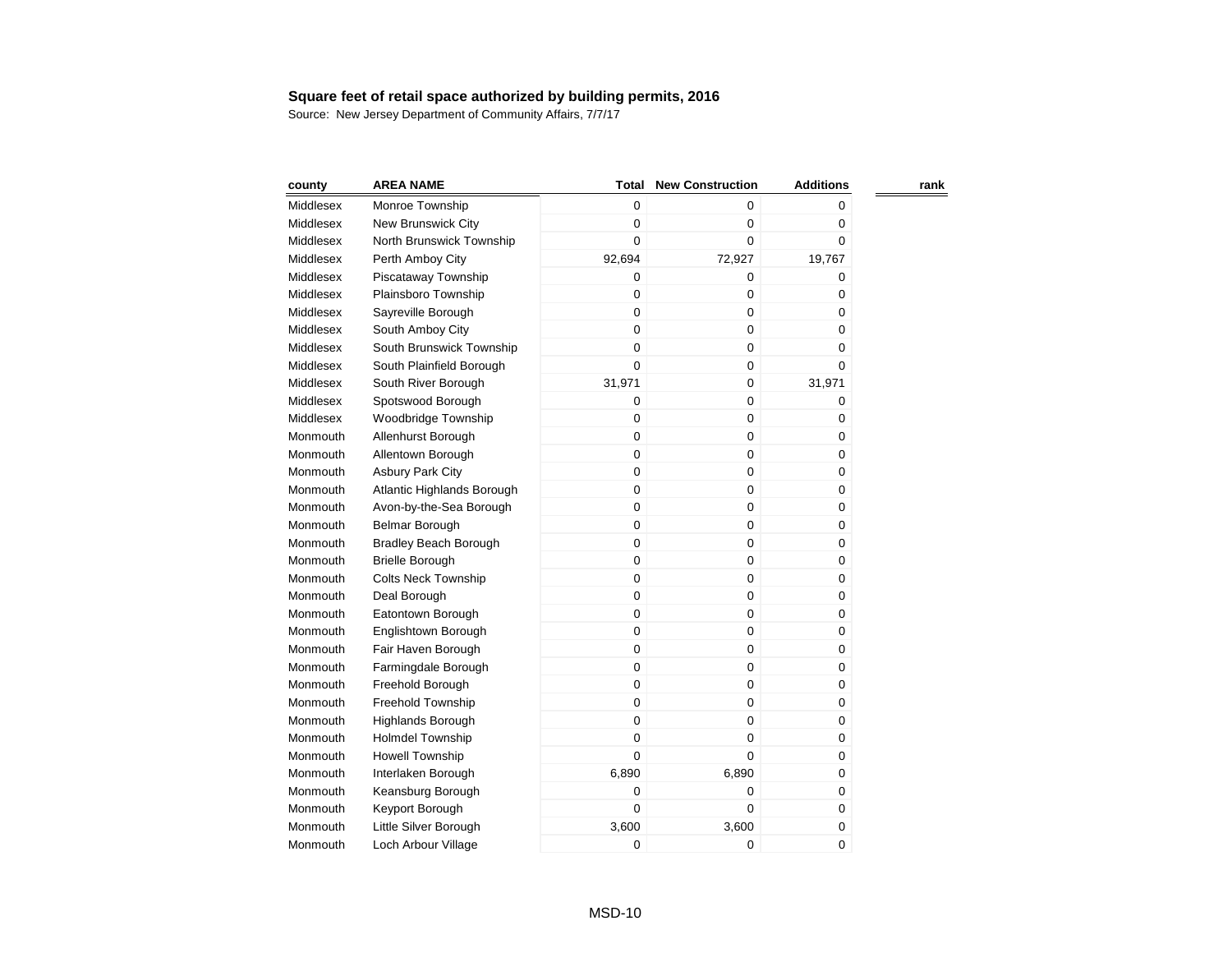**Square feet of retail space authorized by building permits, 2016**

Source: New Jersey Department of Community Affairs, 7/7/17

| county | AREA NAME | Total | New Construction | Additions | rank |
|---|---|---|---|---|---|
| Middlesex | Monroe Township | 0 | 0 | 0 | |
| Middlesex | New Brunswick City | 0 | 0 | 0 | |
| Middlesex | North Brunswick Township | 0 | 0 | 0 | |
| Middlesex | Perth Amboy City | 92,694 | 72,927 | 19,767 | |
| Middlesex | Piscataway Township | 0 | 0 | 0 | |
| Middlesex | Plainsboro Township | 0 | 0 | 0 | |
| Middlesex | Sayreville Borough | 0 | 0 | 0 | |
| Middlesex | South Amboy City | 0 | 0 | 0 | |
| Middlesex | South Brunswick Township | 0 | 0 | 0 | |
| Middlesex | South Plainfield Borough | 0 | 0 | 0 | |
| Middlesex | South River Borough | 31,971 | 0 | 31,971 | |
| Middlesex | Spotswood Borough | 0 | 0 | 0 | |
| Middlesex | Woodbridge Township | 0 | 0 | 0 | |
| Monmouth | Allenhurst Borough | 0 | 0 | 0 | |
| Monmouth | Allentown Borough | 0 | 0 | 0 | |
| Monmouth | Asbury Park City | 0 | 0 | 0 | |
| Monmouth | Atlantic Highlands Borough | 0 | 0 | 0 | |
| Monmouth | Avon-by-the-Sea Borough | 0 | 0 | 0 | |
| Monmouth | Belmar Borough | 0 | 0 | 0 | |
| Monmouth | Bradley Beach Borough | 0 | 0 | 0 | |
| Monmouth | Brielle Borough | 0 | 0 | 0 | |
| Monmouth | Colts Neck Township | 0 | 0 | 0 | |
| Monmouth | Deal Borough | 0 | 0 | 0 | |
| Monmouth | Eatontown Borough | 0 | 0 | 0 | |
| Monmouth | Englishtown Borough | 0 | 0 | 0 | |
| Monmouth | Fair Haven Borough | 0 | 0 | 0 | |
| Monmouth | Farmingdale Borough | 0 | 0 | 0 | |
| Monmouth | Freehold Borough | 0 | 0 | 0 | |
| Monmouth | Freehold Township | 0 | 0 | 0 | |
| Monmouth | Highlands Borough | 0 | 0 | 0 | |
| Monmouth | Holmdel Township | 0 | 0 | 0 | |
| Monmouth | Howell Township | 0 | 0 | 0 | |
| Monmouth | Interlaken Borough | 6,890 | 6,890 | 0 | |
| Monmouth | Keansburg Borough | 0 | 0 | 0 | |
| Monmouth | Keyport Borough | 0 | 0 | 0 | |
| Monmouth | Little Silver Borough | 3,600 | 3,600 | 0 | |
| Monmouth | Loch Arbour Village | 0 | 0 | 0 | |

MSD-10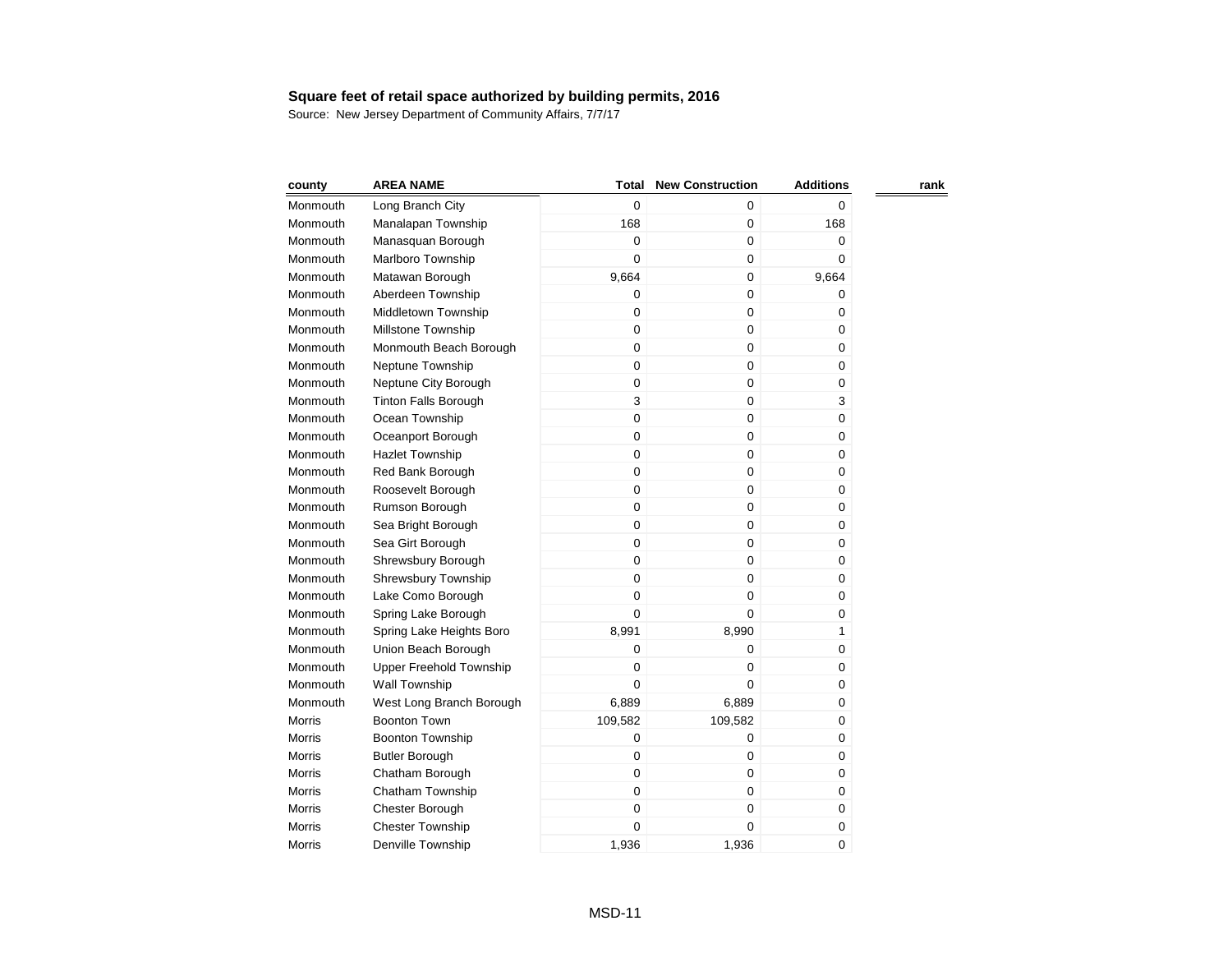**Square feet of retail space authorized by building permits, 2016**

Source: New Jersey Department of Community Affairs, 7/7/17

| county | AREA NAME | Total | New Construction | Additions | rank |
|---|---|---|---|---|---|
| Monmouth | Long Branch City | 0 | 0 | 0 | |
| Monmouth | Manalapan Township | 168 | 0 | 168 | |
| Monmouth | Manasquan Borough | 0 | 0 | 0 | |
| Monmouth | Marlboro Township | 0 | 0 | 0 | |
| Monmouth | Matawan Borough | 9,664 | 0 | 9,664 | |
| Monmouth | Aberdeen Township | 0 | 0 | 0 | |
| Monmouth | Middletown Township | 0 | 0 | 0 | |
| Monmouth | Millstone Township | 0 | 0 | 0 | |
| Monmouth | Monmouth Beach Borough | 0 | 0 | 0 | |
| Monmouth | Neptune Township | 0 | 0 | 0 | |
| Monmouth | Neptune City Borough | 0 | 0 | 0 | |
| Monmouth | Tinton Falls Borough | 3 | 0 | 3 | |
| Monmouth | Ocean Township | 0 | 0 | 0 | |
| Monmouth | Oceanport Borough | 0 | 0 | 0 | |
| Monmouth | Hazlet Township | 0 | 0 | 0 | |
| Monmouth | Red Bank Borough | 0 | 0 | 0 | |
| Monmouth | Roosevelt Borough | 0 | 0 | 0 | |
| Monmouth | Rumson Borough | 0 | 0 | 0 | |
| Monmouth | Sea Bright Borough | 0 | 0 | 0 | |
| Monmouth | Sea Girt Borough | 0 | 0 | 0 | |
| Monmouth | Shrewsbury Borough | 0 | 0 | 0 | |
| Monmouth | Shrewsbury Township | 0 | 0 | 0 | |
| Monmouth | Lake Como Borough | 0 | 0 | 0 | |
| Monmouth | Spring Lake Borough | 0 | 0 | 0 | |
| Monmouth | Spring Lake Heights Boro | 8,991 | 8,990 | 1 | |
| Monmouth | Union Beach Borough | 0 | 0 | 0 | |
| Monmouth | Upper Freehold Township | 0 | 0 | 0 | |
| Monmouth | Wall Township | 0 | 0 | 0 | |
| Monmouth | West Long Branch Borough | 6,889 | 6,889 | 0 | |
| Morris | Boonton Town | 109,582 | 109,582 | 0 | |
| Morris | Boonton Township | 0 | 0 | 0 | |
| Morris | Butler Borough | 0 | 0 | 0 | |
| Morris | Chatham Borough | 0 | 0 | 0 | |
| Morris | Chatham Township | 0 | 0 | 0 | |
| Morris | Chester Borough | 0 | 0 | 0 | |
| Morris | Chester Township | 0 | 0 | 0 | |
| Morris | Denville Township | 1,936 | 1,936 | 0 | |

MSD-11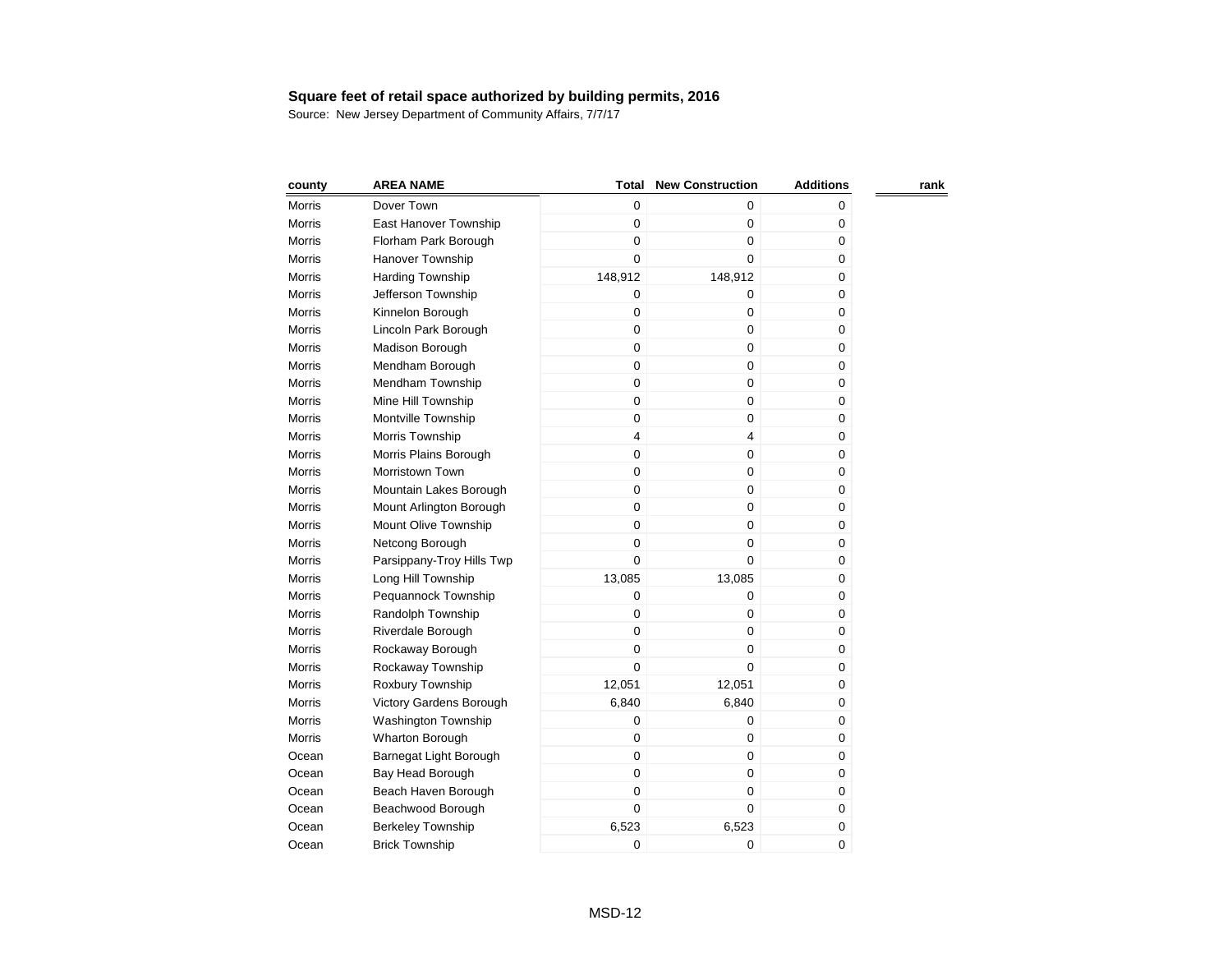**Square feet of retail space authorized by building permits, 2016**

Source: New Jersey Department of Community Affairs, 7/7/17

| county | AREA NAME | Total | New Construction | Additions | rank |
|---|---|---|---|---|---|
| Morris | Dover Town | 0 | 0 | 0 | |
| Morris | East Hanover Township | 0 | 0 | 0 | |
| Morris | Florham Park Borough | 0 | 0 | 0 | |
| Morris | Hanover Township | 0 | 0 | 0 | |
| Morris | Harding Township | 148,912 | 148,912 | 0 | |
| Morris | Jefferson Township | 0 | 0 | 0 | |
| Morris | Kinnelon Borough | 0 | 0 | 0 | |
| Morris | Lincoln Park Borough | 0 | 0 | 0 | |
| Morris | Madison Borough | 0 | 0 | 0 | |
| Morris | Mendham Borough | 0 | 0 | 0 | |
| Morris | Mendham Township | 0 | 0 | 0 | |
| Morris | Mine Hill Township | 0 | 0 | 0 | |
| Morris | Montville Township | 0 | 0 | 0 | |
| Morris | Morris Township | 4 | 4 | 0 | |
| Morris | Morris Plains Borough | 0 | 0 | 0 | |
| Morris | Morristown Town | 0 | 0 | 0 | |
| Morris | Mountain Lakes Borough | 0 | 0 | 0 | |
| Morris | Mount Arlington Borough | 0 | 0 | 0 | |
| Morris | Mount Olive Township | 0 | 0 | 0 | |
| Morris | Netcong Borough | 0 | 0 | 0 | |
| Morris | Parsippany-Troy Hills Twp | 0 | 0 | 0 | |
| Morris | Long Hill Township | 13,085 | 13,085 | 0 | |
| Morris | Pequannock Township | 0 | 0 | 0 | |
| Morris | Randolph Township | 0 | 0 | 0 | |
| Morris | Riverdale Borough | 0 | 0 | 0 | |
| Morris | Rockaway Borough | 0 | 0 | 0 | |
| Morris | Rockaway Township | 0 | 0 | 0 | |
| Morris | Roxbury Township | 12,051 | 12,051 | 0 | |
| Morris | Victory Gardens Borough | 6,840 | 6,840 | 0 | |
| Morris | Washington Township | 0 | 0 | 0 | |
| Morris | Wharton Borough | 0 | 0 | 0 | |
| Ocean | Barnegat Light Borough | 0 | 0 | 0 | |
| Ocean | Bay Head Borough | 0 | 0 | 0 | |
| Ocean | Beach Haven Borough | 0 | 0 | 0 | |
| Ocean | Beachwood Borough | 0 | 0 | 0 | |
| Ocean | Berkeley Township | 6,523 | 6,523 | 0 | |
| Ocean | Brick Township | 0 | 0 | 0 | |

MSD-12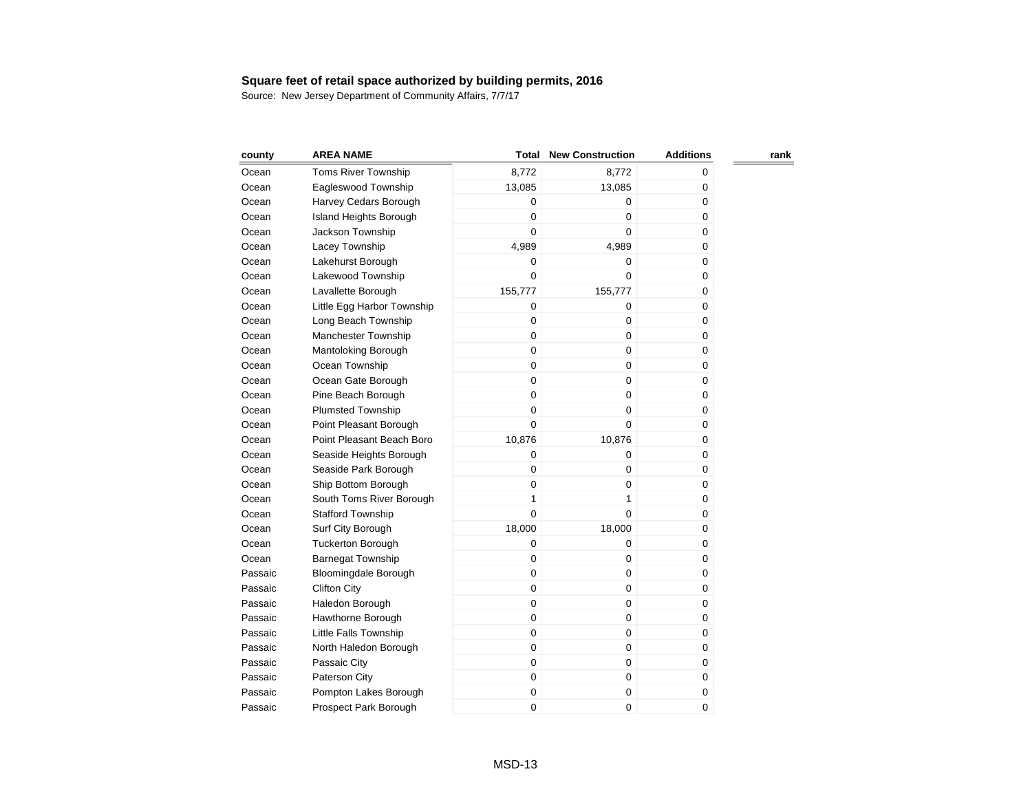**Square feet of retail space authorized by building permits, 2016**

Source: New Jersey Department of Community Affairs, 7/7/17

| county | AREA NAME | Total | New Construction | Additions | rank |
|---|---|---|---|---|---|
| Ocean | Toms River Township | 8,772 | 8,772 | 0 | |
| Ocean | Eagleswood Township | 13,085 | 13,085 | 0 | |
| Ocean | Harvey Cedars Borough | 0 | 0 | 0 | |
| Ocean | Island Heights Borough | 0 | 0 | 0 | |
| Ocean | Jackson Township | 0 | 0 | 0 | |
| Ocean | Lacey Township | 4,989 | 4,989 | 0 | |
| Ocean | Lakehurst Borough | 0 | 0 | 0 | |
| Ocean | Lakewood Township | 0 | 0 | 0 | |
| Ocean | Lavallette Borough | 155,777 | 155,777 | 0 | |
| Ocean | Little Egg Harbor Township | 0 | 0 | 0 | |
| Ocean | Long Beach Township | 0 | 0 | 0 | |
| Ocean | Manchester Township | 0 | 0 | 0 | |
| Ocean | Mantoloking Borough | 0 | 0 | 0 | |
| Ocean | Ocean Township | 0 | 0 | 0 | |
| Ocean | Ocean Gate Borough | 0 | 0 | 0 | |
| Ocean | Pine Beach Borough | 0 | 0 | 0 | |
| Ocean | Plumsted Township | 0 | 0 | 0 | |
| Ocean | Point Pleasant Borough | 0 | 0 | 0 | |
| Ocean | Point Pleasant Beach Boro | 10,876 | 10,876 | 0 | |
| Ocean | Seaside Heights Borough | 0 | 0 | 0 | |
| Ocean | Seaside Park Borough | 0 | 0 | 0 | |
| Ocean | Ship Bottom Borough | 0 | 0 | 0 | |
| Ocean | South Toms River Borough | 1 | 1 | 0 | |
| Ocean | Stafford Township | 0 | 0 | 0 | |
| Ocean | Surf City Borough | 18,000 | 18,000 | 0 | |
| Ocean | Tuckerton Borough | 0 | 0 | 0 | |
| Ocean | Barnegat Township | 0 | 0 | 0 | |
| Passaic | Bloomingdale Borough | 0 | 0 | 0 | |
| Passaic | Clifton City | 0 | 0 | 0 | |
| Passaic | Haledon Borough | 0 | 0 | 0 | |
| Passaic | Hawthorne Borough | 0 | 0 | 0 | |
| Passaic | Little Falls Township | 0 | 0 | 0 | |
| Passaic | North Haledon Borough | 0 | 0 | 0 | |
| Passaic | Passaic City | 0 | 0 | 0 | |
| Passaic | Paterson City | 0 | 0 | 0 | |
| Passaic | Pompton Lakes Borough | 0 | 0 | 0 | |
| Passaic | Prospect Park Borough | 0 | 0 | 0 | |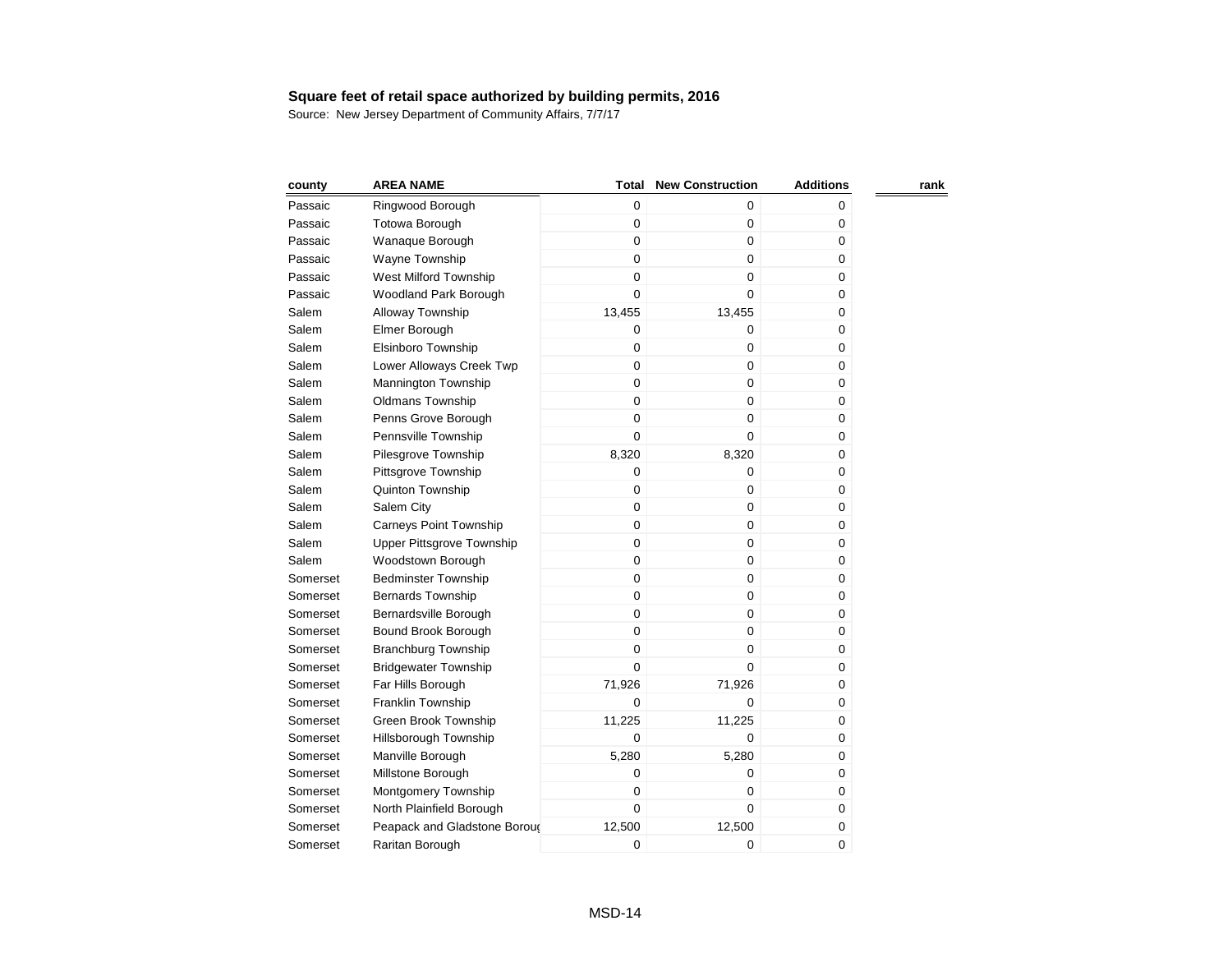**Square feet of retail space authorized by building permits, 2016**

Source: New Jersey Department of Community Affairs, 7/7/17

| county | AREA NAME | Total | New Construction | Additions | rank |
|---|---|---|---|---|---|
| Passaic | Ringwood Borough | 0 | 0 | 0 | |
| Passaic | Totowa Borough | 0 | 0 | 0 | |
| Passaic | Wanaque Borough | 0 | 0 | 0 | |
| Passaic | Wayne Township | 0 | 0 | 0 | |
| Passaic | West Milford Township | 0 | 0 | 0 | |
| Passaic | Woodland Park Borough | 0 | 0 | 0 | |
| Salem | Alloway Township | 13,455 | 13,455 | 0 | |
| Salem | Elmer Borough | 0 | 0 | 0 | |
| Salem | Elsinboro Township | 0 | 0 | 0 | |
| Salem | Lower Alloways Creek Twp | 0 | 0 | 0 | |
| Salem | Mannington Township | 0 | 0 | 0 | |
| Salem | Oldmans Township | 0 | 0 | 0 | |
| Salem | Penns Grove Borough | 0 | 0 | 0 | |
| Salem | Pennsville Township | 0 | 0 | 0 | |
| Salem | Pilesgrove Township | 8,320 | 8,320 | 0 | |
| Salem | Pittsgrove Township | 0 | 0 | 0 | |
| Salem | Quinton Township | 0 | 0 | 0 | |
| Salem | Salem City | 0 | 0 | 0 | |
| Salem | Carneys Point Township | 0 | 0 | 0 | |
| Salem | Upper Pittsgrove Township | 0 | 0 | 0 | |
| Salem | Woodstown Borough | 0 | 0 | 0 | |
| Somerset | Bedminster Township | 0 | 0 | 0 | |
| Somerset | Bernards Township | 0 | 0 | 0 | |
| Somerset | Bernardsville Borough | 0 | 0 | 0 | |
| Somerset | Bound Brook Borough | 0 | 0 | 0 | |
| Somerset | Branchburg Township | 0 | 0 | 0 | |
| Somerset | Bridgewater Township | 0 | 0 | 0 | |
| Somerset | Far Hills Borough | 71,926 | 71,926 | 0 | |
| Somerset | Franklin Township | 0 | 0 | 0 | |
| Somerset | Green Brook Township | 11,225 | 11,225 | 0 | |
| Somerset | Hillsborough Township | 0 | 0 | 0 | |
| Somerset | Manville Borough | 5,280 | 5,280 | 0 | |
| Somerset | Millstone Borough | 0 | 0 | 0 | |
| Somerset | Montgomery Township | 0 | 0 | 0 | |
| Somerset | North Plainfield Borough | 0 | 0 | 0 | |
| Somerset | Peapack and Gladstone Boroug | 12,500 | 12,500 | 0 | |
| Somerset | Raritan Borough | 0 | 0 | 0 | |

MSD-14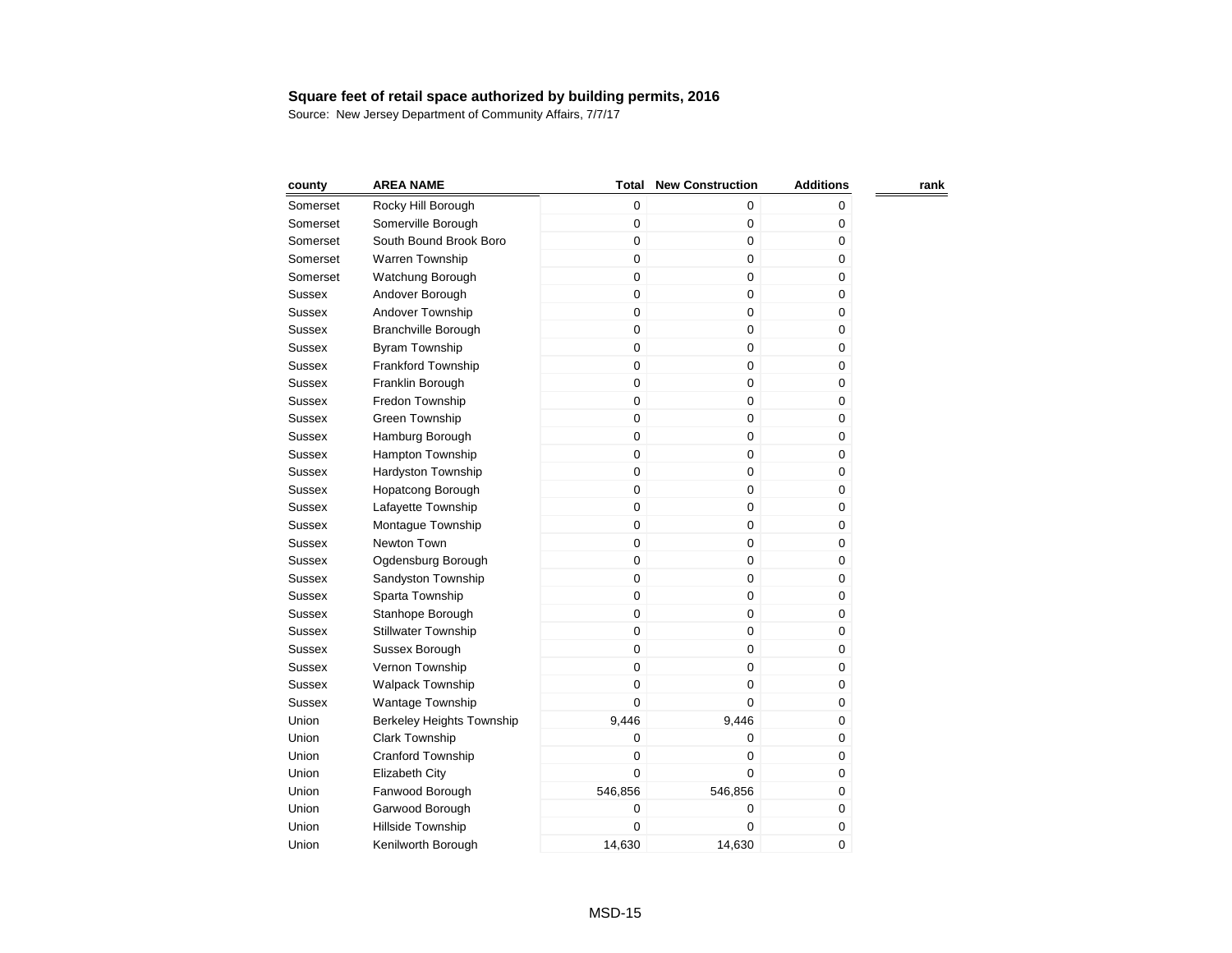**Square feet of retail space authorized by building permits, 2016**

Source: New Jersey Department of Community Affairs, 7/7/17

| county | AREA NAME | Total | New Construction | Additions | rank |
|---|---|---|---|---|---|
| Somerset | Rocky Hill Borough | 0 | 0 | 0 | |
| Somerset | Somerville Borough | 0 | 0 | 0 | |
| Somerset | South Bound Brook Boro | 0 | 0 | 0 | |
| Somerset | Warren Township | 0 | 0 | 0 | |
| Somerset | Watchung Borough | 0 | 0 | 0 | |
| Sussex | Andover Borough | 0 | 0 | 0 | |
| Sussex | Andover Township | 0 | 0 | 0 | |
| Sussex | Branchville Borough | 0 | 0 | 0 | |
| Sussex | Byram Township | 0 | 0 | 0 | |
| Sussex | Frankford Township | 0 | 0 | 0 | |
| Sussex | Franklin Borough | 0 | 0 | 0 | |
| Sussex | Fredon Township | 0 | 0 | 0 | |
| Sussex | Green Township | 0 | 0 | 0 | |
| Sussex | Hamburg Borough | 0 | 0 | 0 | |
| Sussex | Hampton Township | 0 | 0 | 0 | |
| Sussex | Hardyston Township | 0 | 0 | 0 | |
| Sussex | Hopatcong Borough | 0 | 0 | 0 | |
| Sussex | Lafayette Township | 0 | 0 | 0 | |
| Sussex | Montague Township | 0 | 0 | 0 | |
| Sussex | Newton Town | 0 | 0 | 0 | |
| Sussex | Ogdensburg Borough | 0 | 0 | 0 | |
| Sussex | Sandyston Township | 0 | 0 | 0 | |
| Sussex | Sparta Township | 0 | 0 | 0 | |
| Sussex | Stanhope Borough | 0 | 0 | 0 | |
| Sussex | Stillwater Township | 0 | 0 | 0 | |
| Sussex | Sussex Borough | 0 | 0 | 0 | |
| Sussex | Vernon Township | 0 | 0 | 0 | |
| Sussex | Walpack Township | 0 | 0 | 0 | |
| Sussex | Wantage Township | 0 | 0 | 0 | |
| Union | Berkeley Heights Township | 9,446 | 9,446 | 0 | |
| Union | Clark Township | 0 | 0 | 0 | |
| Union | Cranford Township | 0 | 0 | 0 | |
| Union | Elizabeth City | 0 | 0 | 0 | |
| Union | Fanwood Borough | 546,856 | 546,856 | 0 | |
| Union | Garwood Borough | 0 | 0 | 0 | |
| Union | Hillside Township | 0 | 0 | 0 | |
| Union | Kenilworth Borough | 14,630 | 14,630 | 0 | |

MSD-15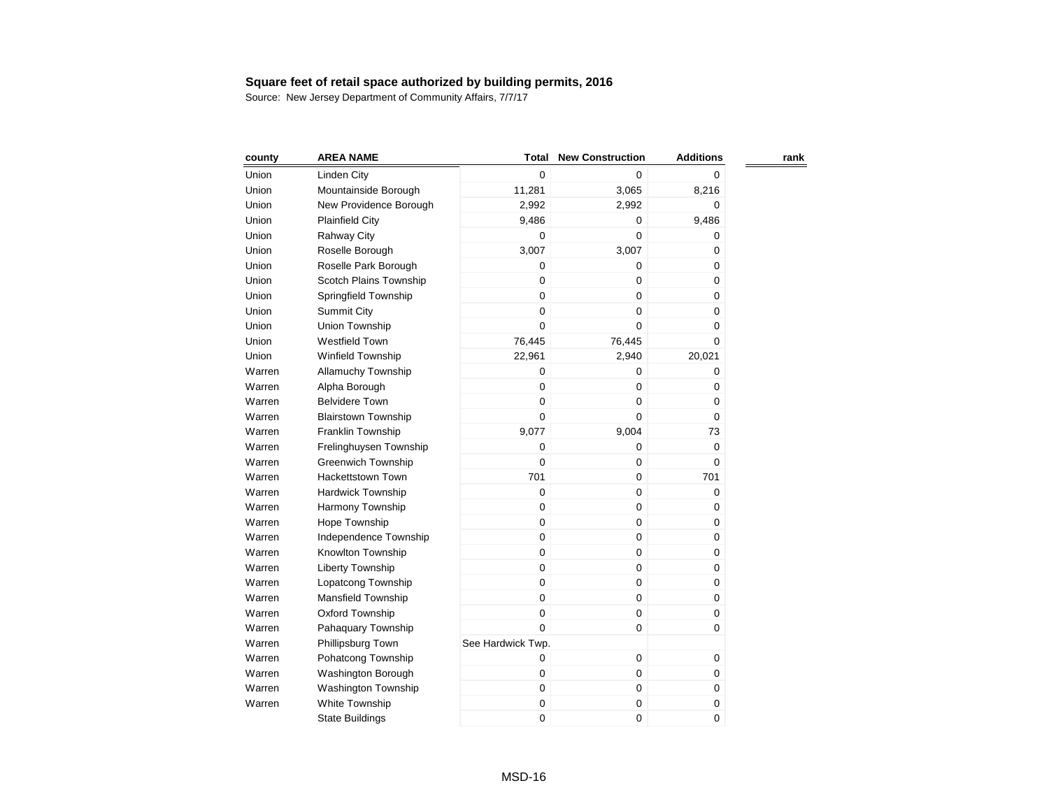**Square feet of retail space authorized by building permits, 2016**

Source: New Jersey Department of Community Affairs, 7/7/17

| county | AREA NAME | Total | New Construction | Additions | rank |
|---|---|---|---|---|---|
| Union | Linden City | 0 | 0 | 0 | |
| Union | Mountainside Borough | 11,281 | 3,065 | 8,216 | |
| Union | New Providence Borough | 2,992 | 2,992 | 0 | |
| Union | Plainfield City | 9,486 | 0 | 9,486 | |
| Union | Rahway City | 0 | 0 | 0 | |
| Union | Roselle Borough | 3,007 | 3,007 | 0 | |
| Union | Roselle Park Borough | 0 | 0 | 0 | |
| Union | Scotch Plains Township | 0 | 0 | 0 | |
| Union | Springfield Township | 0 | 0 | 0 | |
| Union | Summit City | 0 | 0 | 0 | |
| Union | Union Township | 0 | 0 | 0 | |
| Union | Westfield Town | 76,445 | 76,445 | 0 | |
| Union | Winfield Township | 22,961 | 2,940 | 20,021 | |
| Warren | Allamuchy Township | 0 | 0 | 0 | |
| Warren | Alpha Borough | 0 | 0 | 0 | |
| Warren | Belvidere Town | 0 | 0 | 0 | |
| Warren | Blairstown Township | 0 | 0 | 0 | |
| Warren | Franklin Township | 9,077 | 9,004 | 73 | |
| Warren | Frelinghuysen Township | 0 | 0 | 0 | |
| Warren | Greenwich Township | 0 | 0 | 0 | |
| Warren | Hackettstown Town | 701 | 0 | 701 | |
| Warren | Hardwick Township | 0 | 0 | 0 | |
| Warren | Harmony Township | 0 | 0 | 0 | |
| Warren | Hope Township | 0 | 0 | 0 | |
| Warren | Independence Township | 0 | 0 | 0 | |
| Warren | Knowlton Township | 0 | 0 | 0 | |
| Warren | Liberty Township | 0 | 0 | 0 | |
| Warren | Lopatcong Township | 0 | 0 | 0 | |
| Warren | Mansfield Township | 0 | 0 | 0 | |
| Warren | Oxford Township | 0 | 0 | 0 | |
| Warren | Pahaquary Township | 0 | 0 | 0 | |
| Warren | Phillipsburg Town | See Hardwick Twp. | | | |
| Warren | Pohatcong Township | 0 | 0 | 0 | |
| Warren | Washington Borough | 0 | 0 | 0 | |
| Warren | Washington Township | 0 | 0 | 0 | |
| Warren | White Township | 0 | 0 | 0 | |
| | State Buildings | 0 | 0 | 0 | |

MSD-16